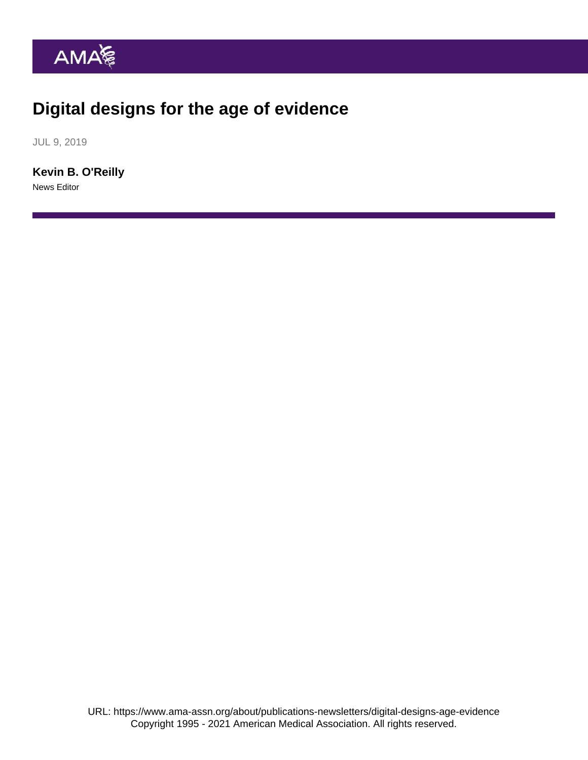# Digital designs for the age of evidence

JUL 9, 2019

**Kevin B. O'Reilly**

News Editor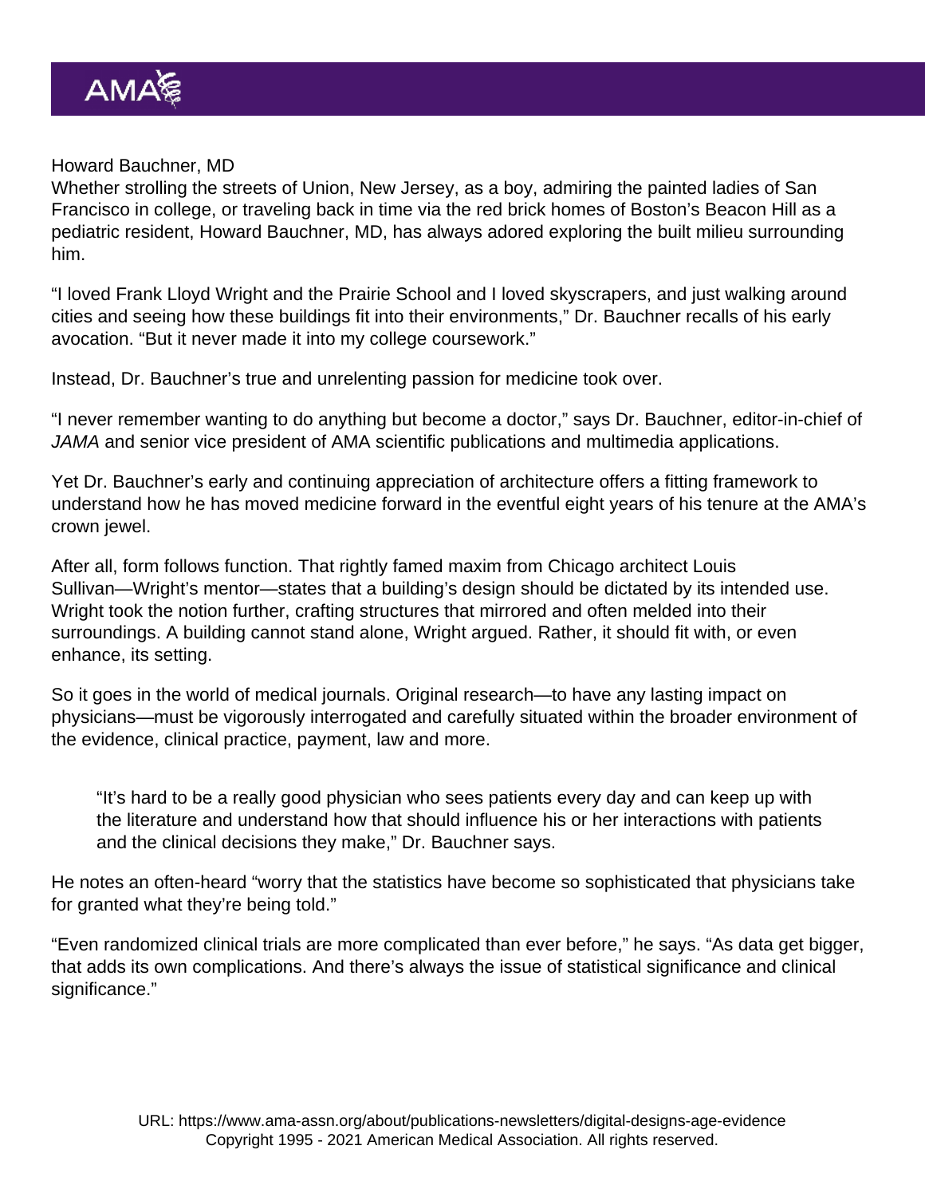Howard Bauchner, MD

Whether strolling the streets of Union, New Jersey, as a boy, admiring the painted ladies of San Francisco in college, or traveling back in time via the red brick homes of Boston's Beacon Hill as a pediatric resident, Howard Bauchner, MD, has always adored exploring the built milieu surrounding him.

"I loved Frank Lloyd Wright and the Prairie School and I loved skyscrapers, and just walking around cities and seeing how these buildings fit into their environments," Dr. Bauchner recalls of his early avocation. "But it never made it into my college coursework."

Instead, Dr. Bauchner's true and unrelenting passion for medicine took over.

"I never remember wanting to do anything but become a doctor," says Dr. Bauchner, editor-in-chief of *JAMA* and senior vice president of AMA scientific publications and multimedia applications.

Yet Dr. Bauchner's early and continuing appreciation of architecture offers a fitting framework to understand how he has moved medicine forward in the eventful eight years of his tenure at the AMA's crown jewel.

After all, form follows function. That rightly famed maxim from Chicago architect Louis Sullivan—Wright's mentor—states that a building's design should be dictated by its intended use. Wright took the notion further, crafting structures that mirrored and often melded into their surroundings. A building cannot stand alone, Wright argued. Rather, it should fit with, or even enhance, its setting.

So it goes in the world of medical journals. Original research—to have any lasting impact on physicians—must be vigorously interrogated and carefully situated within the broader environment of the evidence, clinical practice, payment, law and more.

> "It's hard to be a really good physician who sees patients every day and can keep up with the literature and understand how that should influence his or her interactions with patients and the clinical decisions they make," Dr. Bauchner says.

He notes an often-heard "worry that the statistics have become so sophisticated that physicians take for granted what they're being told."

"Even randomized clinical trials are more complicated than ever before," he says. "As data get bigger, that adds its own complications. And there's always the issue of statistical significance and clinical significance."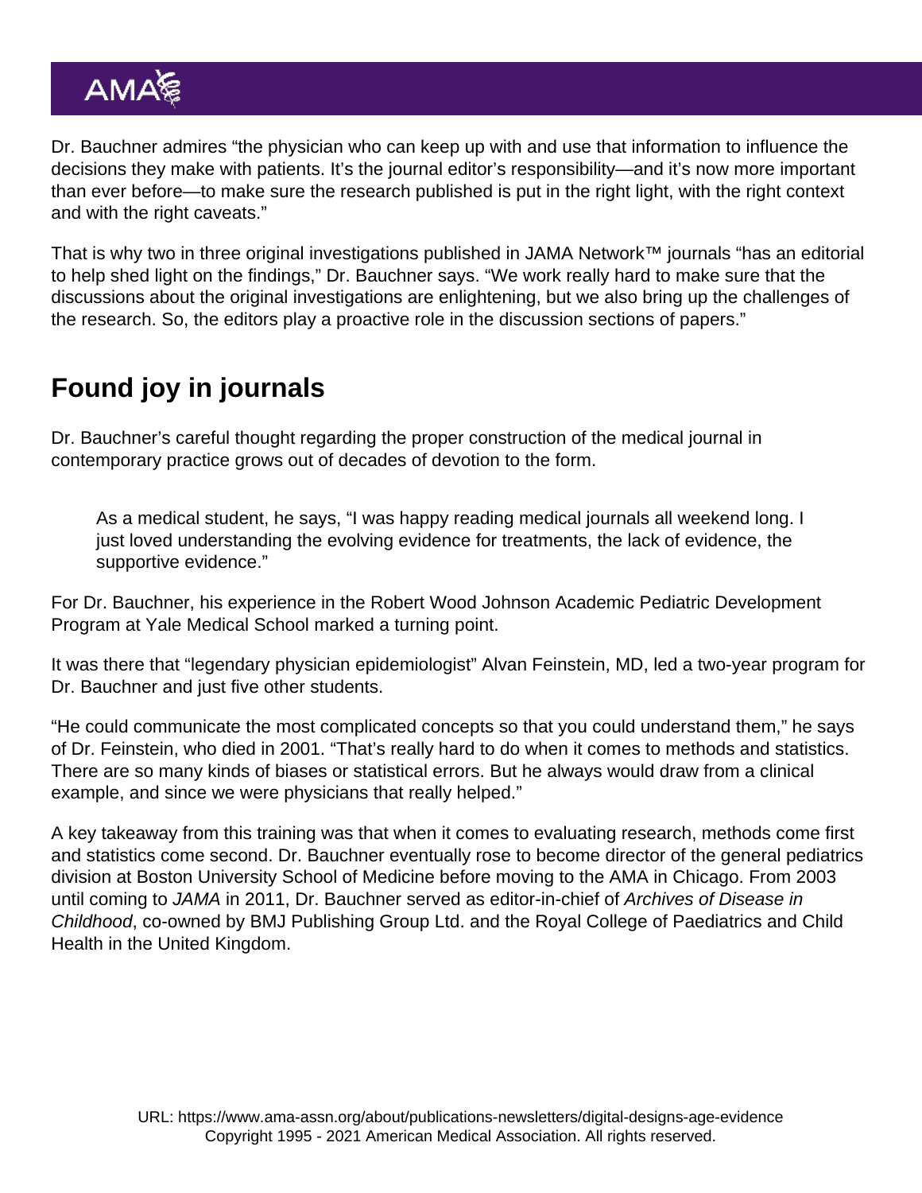Dr. Bauchner admires "the physician who can keep up with and use that information to influence the decisions they make with patients. It's the journal editor's responsibility—and it's now more important than ever before—to make sure the research published is put in the right light, with the right context and with the right caveats."

That is why two in three original investigations published in JAMA Network™ journals "has an editorial to help shed light on the findings," Dr. Bauchner says. "We work really hard to make sure that the discussions about the original investigations are enlightening, but we also bring up the challenges of the research. So, the editors play a proactive role in the discussion sections of papers."

## Found joy in journals

Dr. Bauchner's careful thought regarding the proper construction of the medical journal in contemporary practice grows out of decades of devotion to the form.

> As a medical student, he says, "I was happy reading medical journals all weekend long. I just loved understanding the evolving evidence for treatments, the lack of evidence, the supportive evidence."

For Dr. Bauchner, his experience in the Robert Wood Johnson Academic Pediatric Development Program at Yale Medical School marked a turning point.

It was there that "legendary physician epidemiologist" Alvan Feinstein, MD, led a two-year program for Dr. Bauchner and just five other students.

"He could communicate the most complicated concepts so that you could understand them," he says of Dr. Feinstein, who died in 2001. "That's really hard to do when it comes to methods and statistics. There are so many kinds of biases or statistical errors. But he always would draw from a clinical example, and since we were physicians that really helped."

A key takeaway from this training was that when it comes to evaluating research, methods come first and statistics come second. Dr. Bauchner eventually rose to become director of the general pediatrics division at Boston University School of Medicine before moving to the AMA in Chicago. From 2003 until coming to *JAMA* in 2011, Dr. Bauchner served as editor-in-chief of *Archives of Disease in Childhood*, co-owned by BMJ Publishing Group Ltd. and the Royal College of Paediatrics and Child Health in the United Kingdom.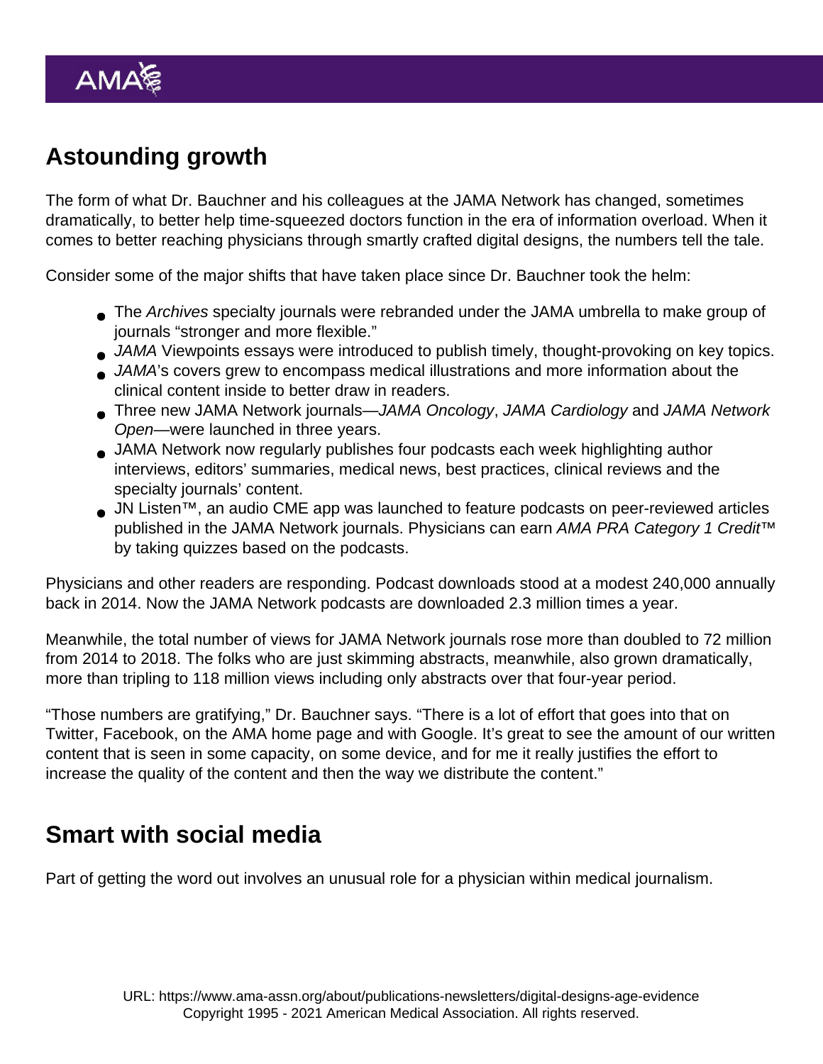## Astounding growth

The form of what Dr. Bauchner and his colleagues at the JAMA Network has changed, sometimes dramatically, to better help time-squeezed doctors function in the era of information overload. When it comes to better reaching physicians through smartly crafted digital designs, the numbers tell the tale.

Consider some of the major shifts that have taken place since Dr. Bauchner took the helm:

- The *Archives* specialty journals were rebranded under the JAMA umbrella to make group of journals “stronger and more flexible.”
- *JAMA* Viewpoints essays were introduced to publish timely, thought-provoking on key topics.
- *JAMA*’s covers grew to encompass medical illustrations and more information about the clinical content inside to better draw in readers.
- Three new JAMA Network journals—*JAMA Oncology*, *JAMA Cardiology* and *JAMA Network Open*—were launched in three years.
- JAMA Network now regularly publishes four podcasts each week highlighting author interviews, editors’ summaries, medical news, best practices, clinical reviews and the specialty journals’ content.
- JN Listen™, an audio CME app was launched to feature podcasts on peer-reviewed articles published in the JAMA Network journals. Physicians can earn *AMA PRA Category 1 Credit*™ by taking quizzes based on the podcasts.

Physicians and other readers are responding. Podcast downloads stood at a modest 240,000 annually back in 2014. Now the JAMA Network podcasts are downloaded 2.3 million times a year.

Meanwhile, the total number of views for JAMA Network journals rose more than doubled to 72 million from 2014 to 2018. The folks who are just skimming abstracts, meanwhile, also grown dramatically, more than tripling to 118 million views including only abstracts over that four-year period.

“Those numbers are gratifying,” Dr. Bauchner says. “There is a lot of effort that goes into that on Twitter, Facebook, on the AMA home page and with Google. It’s great to see the amount of our written content that is seen in some capacity, on some device, and for me it really justifies the effort to increase the quality of the content and then the way we distribute the content.”

## Smart with social media

Part of getting the word out involves an unusual role for a physician within medical journalism.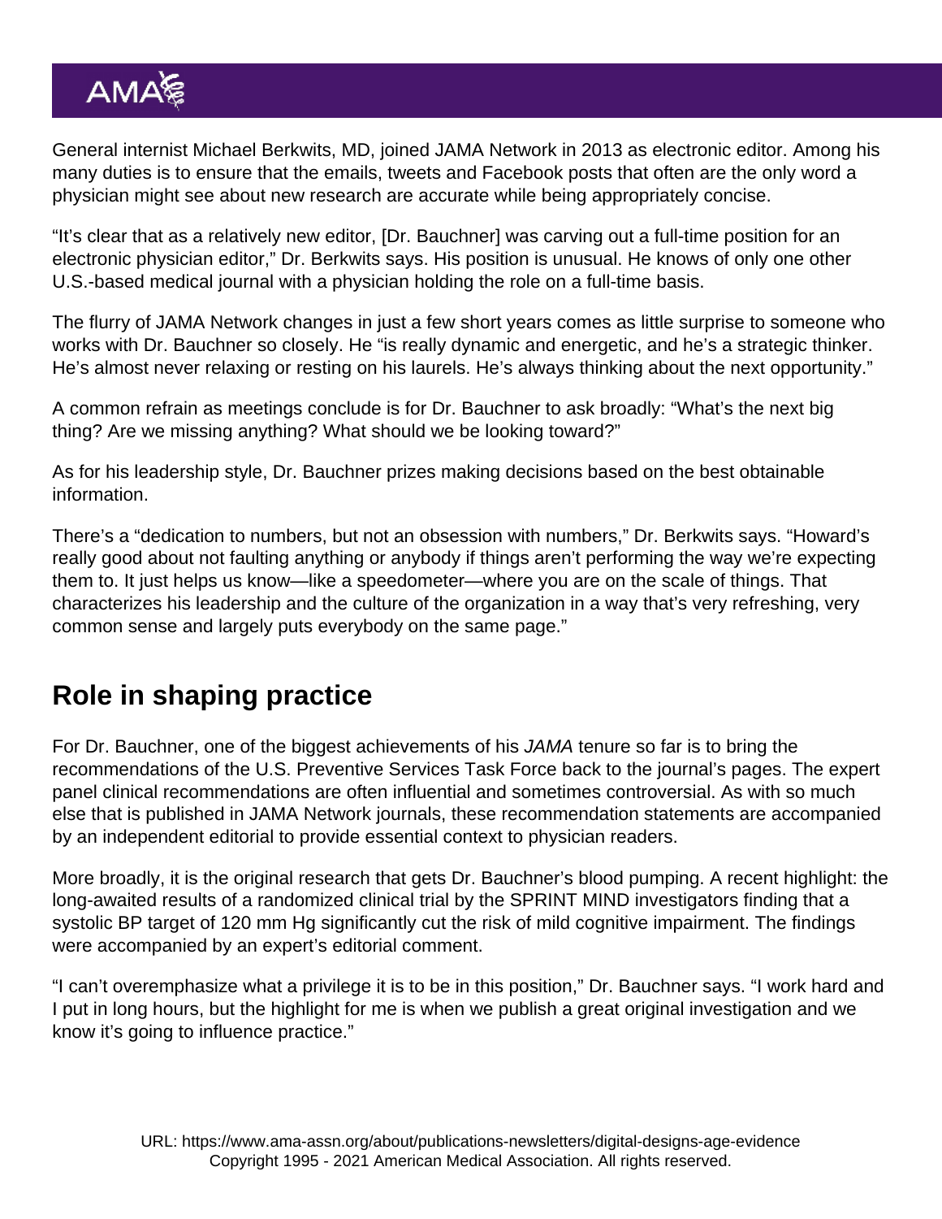General internist Michael Berkwits, MD, joined JAMA Network in 2013 as electronic editor. Among his many duties is to ensure that the emails, tweets and Facebook posts that often are the only word a physician might see about new research are accurate while being appropriately concise.

“It’s clear that as a relatively new editor, [Dr. Bauchner] was carving out a full-time position for an electronic physician editor,” Dr. Berkwits says. His position is unusual. He knows of only one other U.S.-based medical journal with a physician holding the role on a full-time basis.

The flurry of JAMA Network changes in just a few short years comes as little surprise to someone who works with Dr. Bauchner so closely. He “is really dynamic and energetic, and he’s a strategic thinker. He’s almost never relaxing or resting on his laurels. He’s always thinking about the next opportunity.”

A common refrain as meetings conclude is for Dr. Bauchner to ask broadly: “What’s the next big thing? Are we missing anything? What should we be looking toward?”

As for his leadership style, Dr. Bauchner prizes making decisions based on the best obtainable information.

There’s a “dedication to numbers, but not an obsession with numbers,” Dr. Berkwits says. “Howard’s really good about not faulting anything or anybody if things aren’t performing the way we’re expecting them to. It just helps us know—like a speedometer—where you are on the scale of things. That characterizes his leadership and the culture of the organization in a way that’s very refreshing, very common sense and largely puts everybody on the same page.”

## Role in shaping practice

For Dr. Bauchner, one of the biggest achievements of his *JAMA* tenure so far is to bring the recommendations of the U.S. Preventive Services Task Force back to the journal’s pages. The expert panel clinical recommendations are often influential and sometimes controversial. As with so much else that is published in JAMA Network journals, these recommendation statements are accompanied by an independent editorial to provide essential context to physician readers.

More broadly, it is the original research that gets Dr. Bauchner’s blood pumping. A recent highlight: the long-awaited results of a randomized clinical trial by the SPRINT MIND investigators finding that a systolic BP target of 120 mm Hg significantly cut the risk of mild cognitive impairment. The findings were accompanied by an expert’s editorial comment.

“I can’t overemphasize what a privilege it is to be in this position,” Dr. Bauchner says. “I work hard and I put in long hours, but the highlight for me is when we publish a great original investigation and we know it’s going to influence practice.”